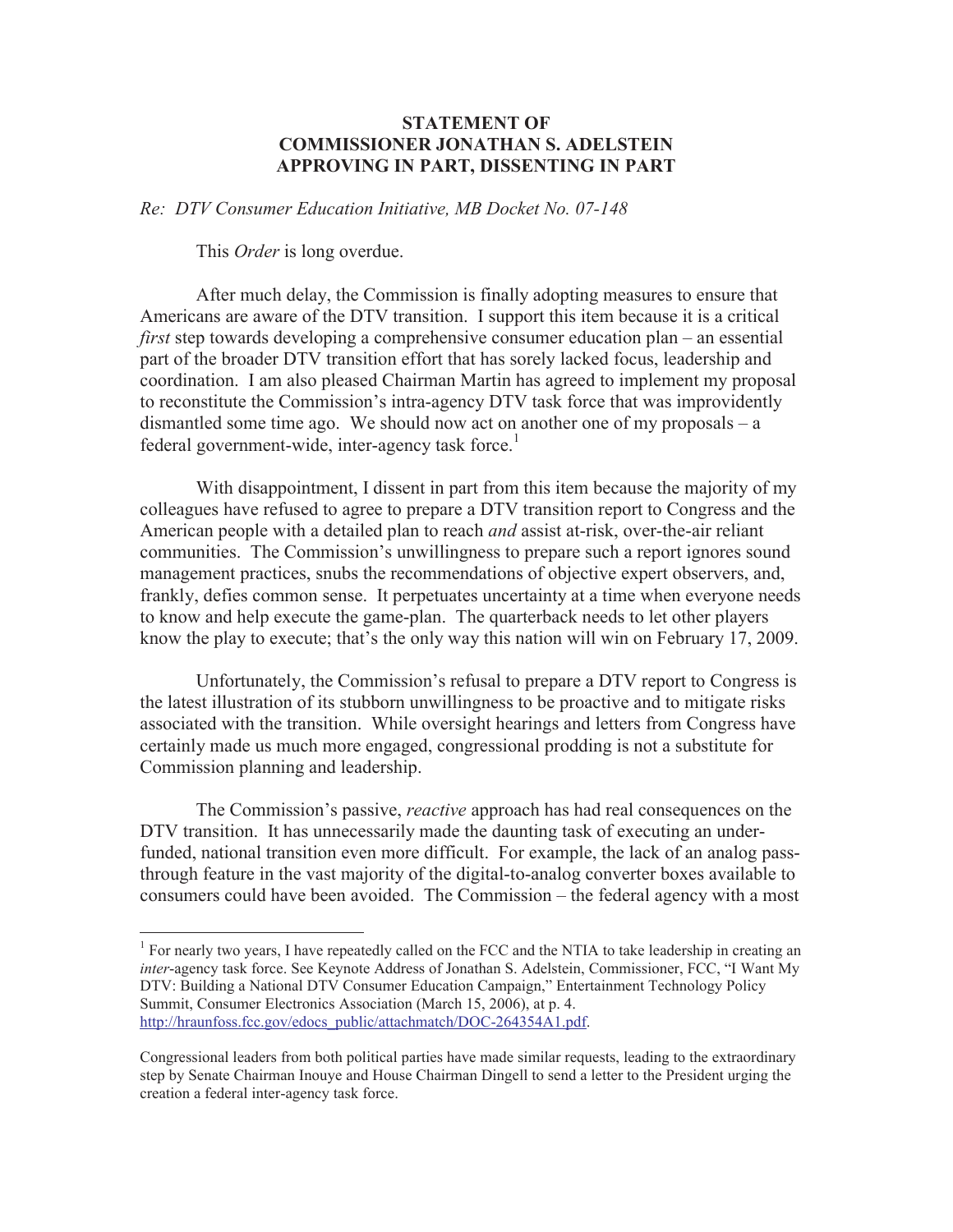**STATEMENT OF**
**COMMISSIONER JONATHAN S. ADELSTEIN**
**APPROVING IN PART, DISSENTING IN PART**

*Re: DTV Consumer Education Initiative, MB Docket No. 07-148*

This *Order* is long overdue.

After much delay, the Commission is finally adopting measures to ensure that Americans are aware of the DTV transition. I support this item because it is a critical *first* step towards developing a comprehensive consumer education plan – an essential part of the broader DTV transition effort that has sorely lacked focus, leadership and coordination. I am also pleased Chairman Martin has agreed to implement my proposal to reconstitute the Commission's intra-agency DTV task force that was improvidently dismantled some time ago. We should now act on another one of my proposals – a federal government-wide, inter-agency task force.[1]

With disappointment, I dissent in part from this item because the majority of my colleagues have refused to agree to prepare a DTV transition report to Congress and the American people with a detailed plan to reach *and* assist at-risk, over-the-air reliant communities. The Commission's unwillingness to prepare such a report ignores sound management practices, snubs the recommendations of objective expert observers, and, frankly, defies common sense. It perpetuates uncertainty at a time when everyone needs to know and help execute the game-plan. The quarterback needs to let other players know the play to execute; that's the only way this nation will win on February 17, 2009.

Unfortunately, the Commission's refusal to prepare a DTV report to Congress is the latest illustration of its stubborn unwillingness to be proactive and to mitigate risks associated with the transition. While oversight hearings and letters from Congress have certainly made us much more engaged, congressional prodding is not a substitute for Commission planning and leadership.

The Commission's passive, *reactive* approach has had real consequences on the DTV transition. It has unnecessarily made the daunting task of executing an under-funded, national transition even more difficult. For example, the lack of an analog pass-through feature in the vast majority of the digital-to-analog converter boxes available to consumers could have been avoided. The Commission – the federal agency with a most

---

[1] For nearly two years, I have repeatedly called on the FCC and the NTIA to take leadership in creating an *inter*-agency task force. See Keynote Address of Jonathan S. Adelstein, Commissioner, FCC, "I Want My DTV: Building a National DTV Consumer Education Campaign," Entertainment Technology Policy Summit, Consumer Electronics Association (March 15, 2006), at p. 4. http://hraunfoss.fcc.gov/edocs_public/attachmatch/DOC-264354A1.pdf.

Congressional leaders from both political parties have made similar requests, leading to the extraordinary step by Senate Chairman Inouye and House Chairman Dingell to send a letter to the President urging the creation a federal inter-agency task force.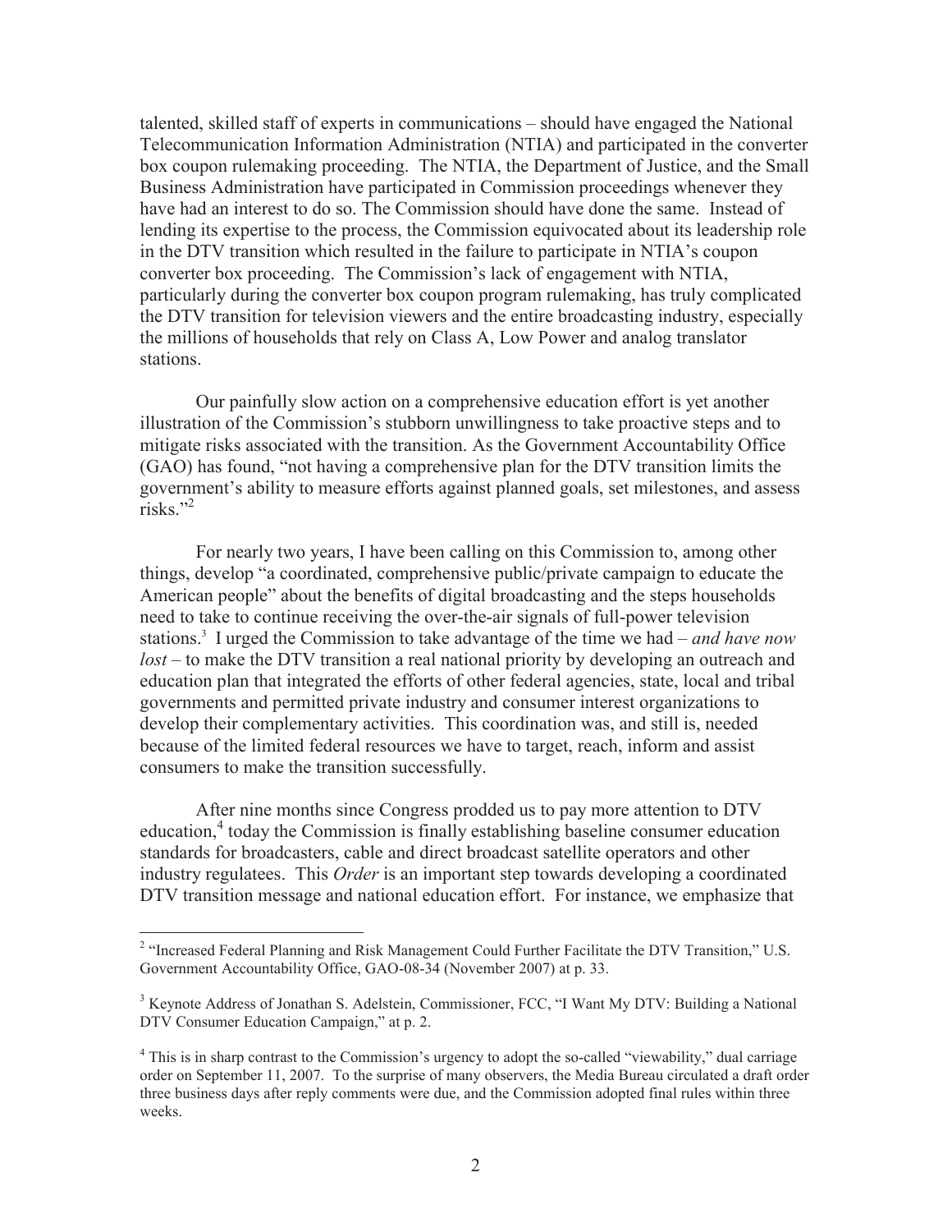talented, skilled staff of experts in communications – should have engaged the National Telecommunication Information Administration (NTIA) and participated in the converter box coupon rulemaking proceeding. The NTIA, the Department of Justice, and the Small Business Administration have participated in Commission proceedings whenever they have had an interest to do so. The Commission should have done the same. Instead of lending its expertise to the process, the Commission equivocated about its leadership role in the DTV transition which resulted in the failure to participate in NTIA's coupon converter box proceeding. The Commission's lack of engagement with NTIA, particularly during the converter box coupon program rulemaking, has truly complicated the DTV transition for television viewers and the entire broadcasting industry, especially the millions of households that rely on Class A, Low Power and analog translator stations.

Our painfully slow action on a comprehensive education effort is yet another illustration of the Commission's stubborn unwillingness to take proactive steps and to mitigate risks associated with the transition. As the Government Accountability Office (GAO) has found, "not having a comprehensive plan for the DTV transition limits the government's ability to measure efforts against planned goals, set milestones, and assess risks."[2]

For nearly two years, I have been calling on this Commission to, among other things, develop "a coordinated, comprehensive public/private campaign to educate the American people" about the benefits of digital broadcasting and the steps households need to take to continue receiving the over-the-air signals of full-power television stations.[3] I urged the Commission to take advantage of the time we had – *and have now lost* – to make the DTV transition a real national priority by developing an outreach and education plan that integrated the efforts of other federal agencies, state, local and tribal governments and permitted private industry and consumer interest organizations to develop their complementary activities. This coordination was, and still is, needed because of the limited federal resources we have to target, reach, inform and assist consumers to make the transition successfully.

After nine months since Congress prodded us to pay more attention to DTV education,[4] today the Commission is finally establishing baseline consumer education standards for broadcasters, cable and direct broadcast satellite operators and other industry regulatees. This *Order* is an important step towards developing a coordinated DTV transition message and national education effort. For instance, we emphasize that

---

[2] "Increased Federal Planning and Risk Management Could Further Facilitate the DTV Transition," U.S. Government Accountability Office, GAO-08-34 (November 2007) at p. 33.

[3] Keynote Address of Jonathan S. Adelstein, Commissioner, FCC, "I Want My DTV: Building a National DTV Consumer Education Campaign," at p. 2.

[4] This is in sharp contrast to the Commission's urgency to adopt the so-called "viewability," dual carriage order on September 11, 2007. To the surprise of many observers, the Media Bureau circulated a draft order three business days after reply comments were due, and the Commission adopted final rules within three weeks.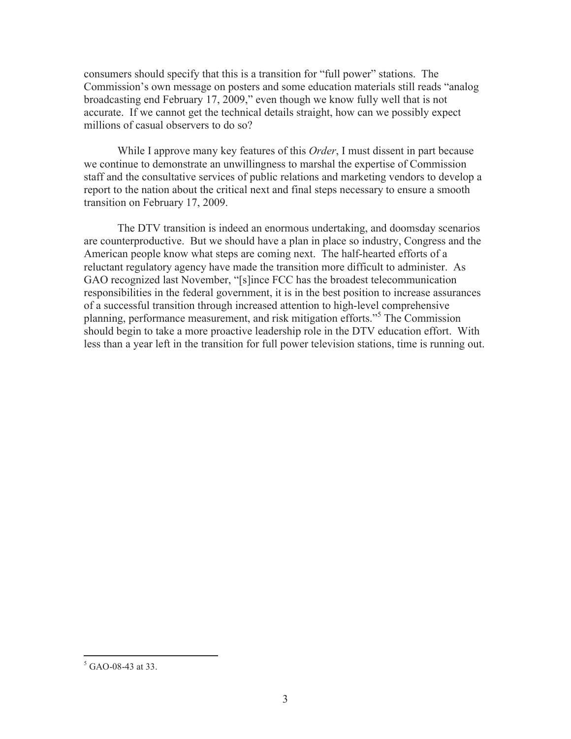consumers should specify that this is a transition for "full power" stations. The Commission's own message on posters and some education materials still reads "analog broadcasting end February 17, 2009," even though we know fully well that is not accurate. If we cannot get the technical details straight, how can we possibly expect millions of casual observers to do so?

While I approve many key features of this *Order*, I must dissent in part because we continue to demonstrate an unwillingness to marshal the expertise of Commission staff and the consultative services of public relations and marketing vendors to develop a report to the nation about the critical next and final steps necessary to ensure a smooth transition on February 17, 2009.

The DTV transition is indeed an enormous undertaking, and doomsday scenarios are counterproductive. But we should have a plan in place so industry, Congress and the American people know what steps are coming next. The half-hearted efforts of a reluctant regulatory agency have made the transition more difficult to administer. As GAO recognized last November, "[s]ince FCC has the broadest telecommunication responsibilities in the federal government, it is in the best position to increase assurances of a successful transition through increased attention to high-level comprehensive planning, performance measurement, and risk mitigation efforts."[5] The Commission should begin to take a more proactive leadership role in the DTV education effort. With less than a year left in the transition for full power television stations, time is running out.

[5] GAO-08-43 at 33.